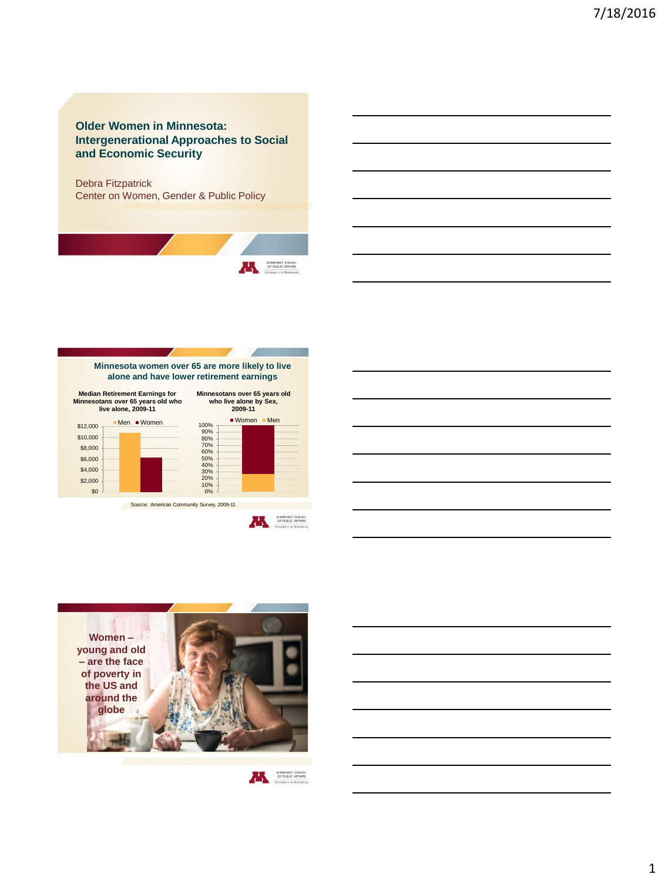# Older Women in Minnesota: Intergenerational Approaches to Social and Economic Security

Debra Fitzpatrick
Center on Women, Gender & Public Policy

## Minnesota women over 65 are more likely to live alone and have lower retirement earnings

**Median Retirement Earnings for Minnesotans over 65 years old who live alone, 2009-11**

Men ■ Women

$12,000
$10,000
$8,000
$6,000
$4,000
$2,000
$0

**Minnesotans over 65 years old who live alone by Sex, 2009-11**

■ Women ■ Men

100%
90%
80%
70%
60%
50%
40%
30%
20%
10%
0%

Source: American Community Survey, 2009-11

**Women – young and old – are the face of poverty in the US and around the globe**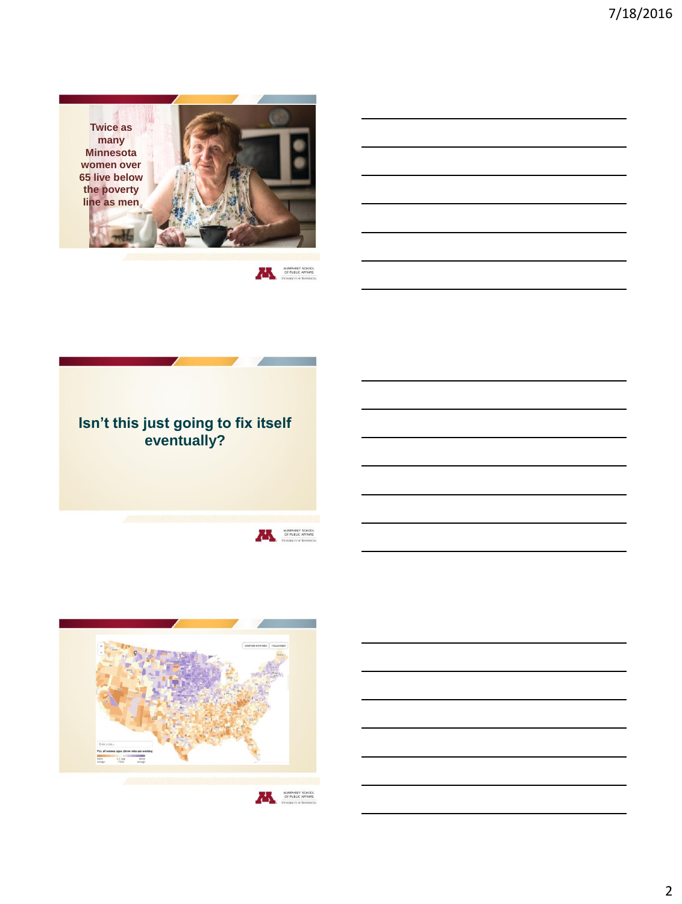Twice as many Minnesota women over 65 live below the poverty line as men

Isn't this just going to fix itself eventually?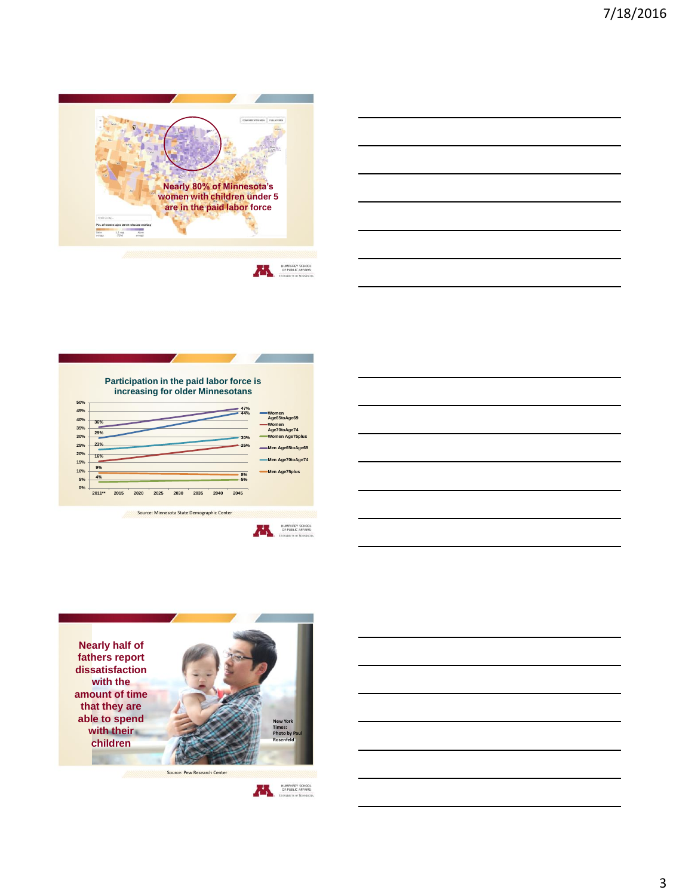Nearly 80% of Minnesota's women with children under 5 are in the paid labor force

## Participation in the paid labor force is increasing for older Minnesotans

| Series | 2011** | 2045 |
| --- | --- | --- |
| Women Age65toAge69 | 29% | 44% |
| Women Age70toAge74 | 16% | 25% |
| Women Age75plus | 4% | 5% |
| Men Age65toAge69 | 36% | 47% |
| Men Age70toAge74 | 23% | 30% |
| Men Age75plus | 9% | 8% |

Source: Minnesota State Demographic Center

Nearly half of fathers report dissatisfaction with the amount of time that they are able to spend with their children

New York Times: Photo by Paul Rosenfeld

Source: Pew Research Center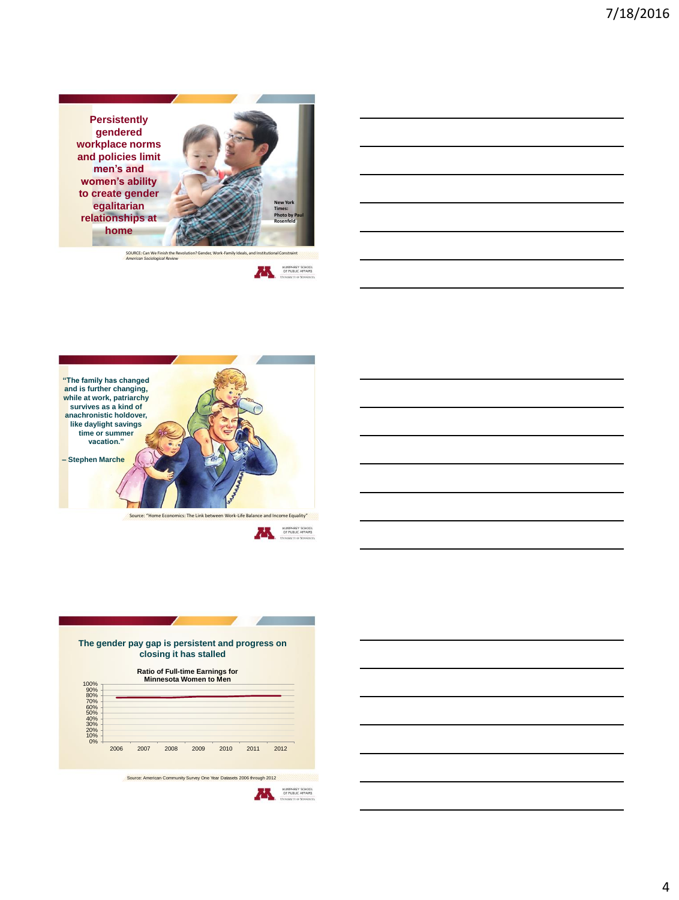**Persistently gendered workplace norms and policies limit men's and women's ability to create gender egalitarian relationships at home**

New York Times: Photo by Paul Rosenfeld

SOURCE: Can We Finish the Revolution? Gender, Work-Family Ideals, and Institutional Constraint
*American Sociological Review*

HUMPHREY SCHOOL OF PUBLIC AFFAIRS
UNIVERSITY OF MINNESOTA

---

**"The family has changed and is further changing, while at work, patriarchy survives as a kind of anachronistic holdover, like daylight savings time or summer vacation."**

**– Stephen Marche**

Source: "Home Economics: The Link between Work-Life Balance and Income Equality"

HUMPHREY SCHOOL OF PUBLIC AFFAIRS
UNIVERSITY OF MINNESOTA

---

**The gender pay gap is persistent and progress on closing it has stalled**

**Ratio of Full-time Earnings for Minnesota Women to Men**

Y-axis: 0%–100%; X-axis: 2006, 2007, 2008, 2009, 2010, 2011, 2012

Source: American Community Survey One Year Datasets 2006 through 2012

HUMPHREY SCHOOL OF PUBLIC AFFAIRS
UNIVERSITY OF MINNESOTA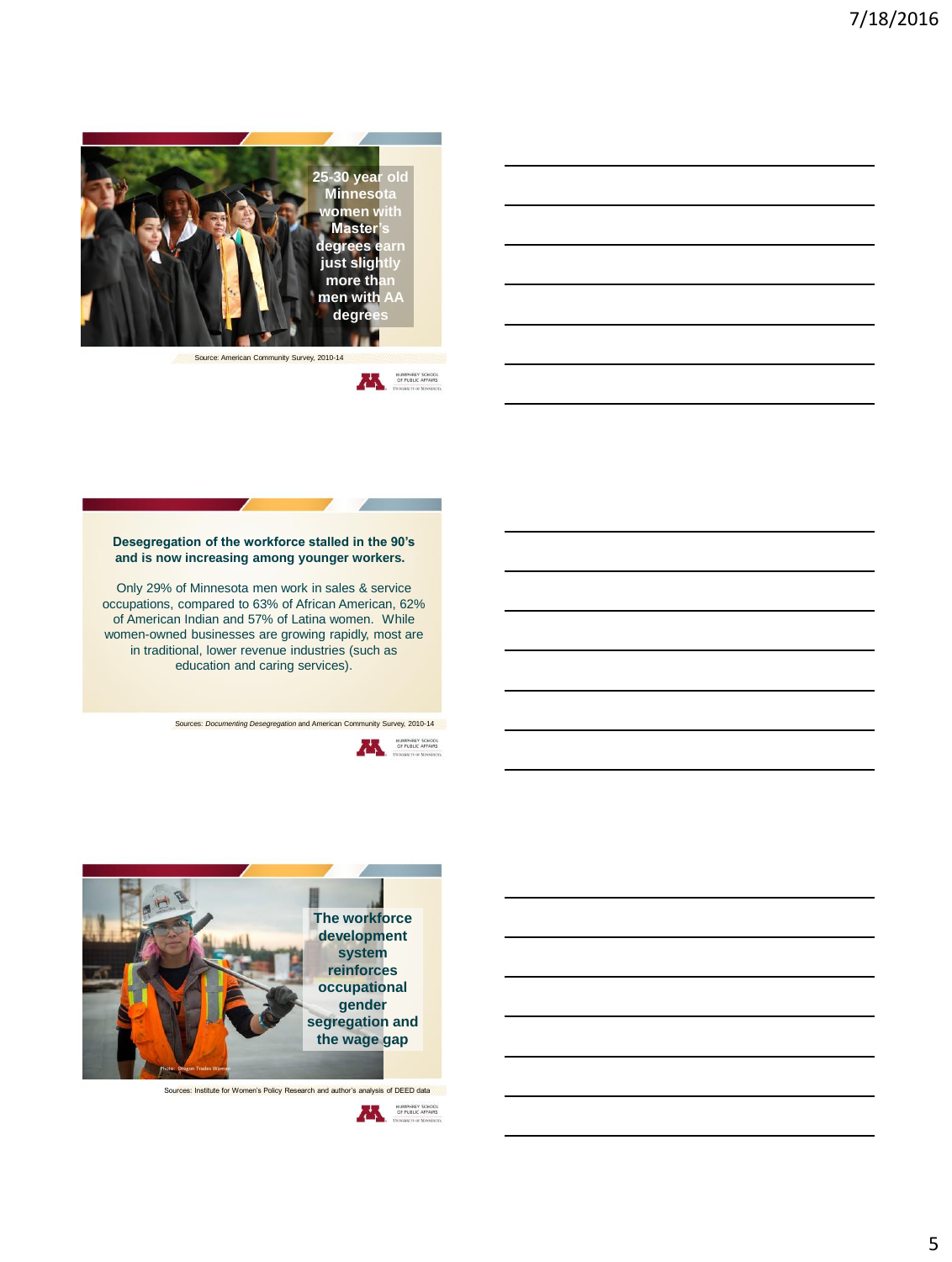25-30 year old Minnesota women with Master's degrees earn just slightly more than men with AA degrees

Source: American Community Survey, 2010-14

**Desegregation of the workforce stalled in the 90's and is now increasing among younger workers.**

Only 29% of Minnesota men work in sales & service occupations, compared to 63% of African American, 62% of American Indian and 57% of Latina women. While women-owned businesses are growing rapidly, most are in traditional, lower revenue industries (such as education and caring services).

Sources: *Documenting Desegregation* and American Community Survey, 2010-14

The workforce development system reinforces occupational gender segregation and the wage gap

Photo: Oregon Trades Women

Sources: Institute for Women's Policy Research and author's analysis of DEED data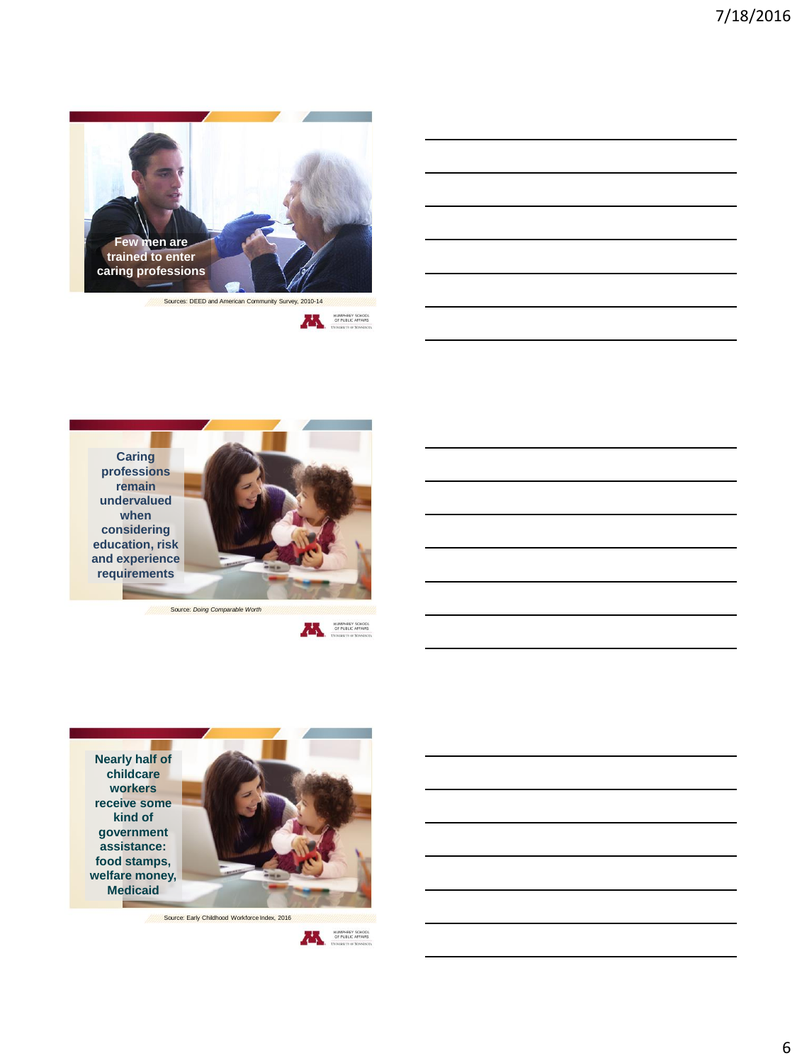Few men are trained to enter caring professions

Sources: DEED and American Community Survey, 2010-14

Caring professions remain undervalued when considering education, risk and experience requirements

Source: *Doing Comparable Worth*

Nearly half of childcare workers receive some kind of government assistance: food stamps, welfare money, Medicaid

Source: Early Childhood Workforce Index, 2016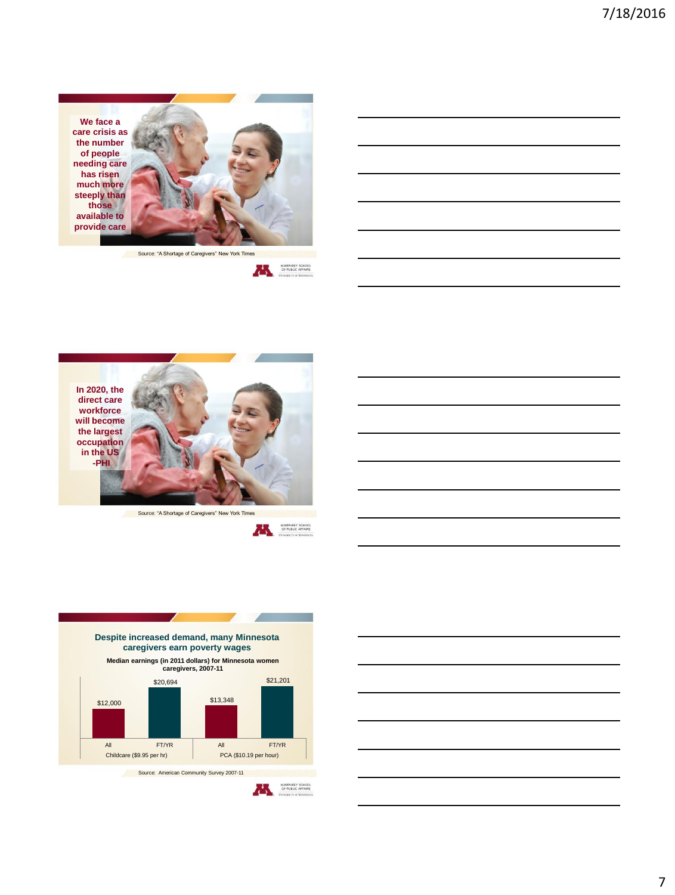We face a care crisis as the number of people needing care has risen much more steeply than those available to provide care

Source: "A Shortage of Caregivers" New York Times

In 2020, the direct care workforce will become the largest occupation in the US -PHI

Source: "A Shortage of Caregivers" New York Times

## Despite increased demand, many Minnesota caregivers earn poverty wages

**Median earnings (in 2011 dollars) for Minnesota women caregivers, 2007-11**

| | All | FT/YR |
|---|---|---|
| Childcare ($9.95 per hr) | $12,000 | $20,694 |
| PCA ($10.19 per hour) | $13,348 | $21,201 |

Source: American Community Survey 2007-11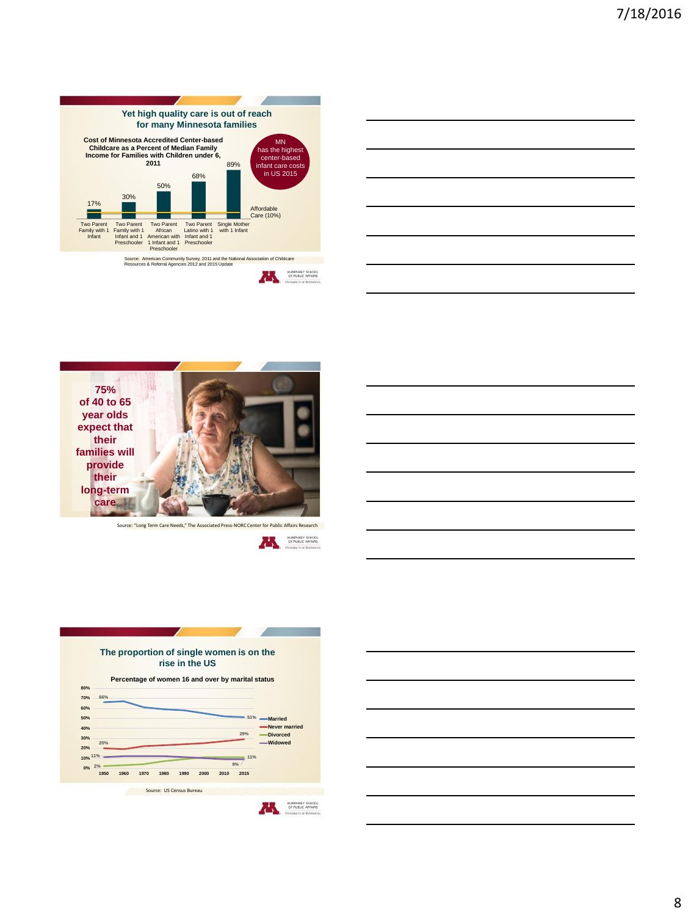## Yet high quality care is out of reach for many Minnesota families

**Cost of Minnesota Accredited Center-based Childcare as a Percent of Median Family Income for Families with Children under 6, 2011**

| Family type | Percent |
|---|---|
| Two Parent Family with 1 Infant | 17% |
| Two Parent Family with 1 Infant and 1 Preschooler | 30% |
| Two Parent African American with 1 Infant and 1 Preschooler | 50% |
| Two Parent Latino with 1 Infant and 1 Preschooler | 68% |
| Single Mother with 1 Infant | 89% |

Affordable Care (10%)

MN has the highest center-based infant care costs in US 2015

Source: American Community Survey, 2011 and the National Association of Childcare Resources & Referral Agencies 2012 and 2015 Update

HUMPHREY SCHOOL OF PUBLIC AFFAIRS, UNIVERSITY OF MINNESOTA

---

**75% of 40 to 65 year olds expect that their families will provide their long-term care**

Source: "Long Term Care Needs," The Associated Press-NORC Center for Public Affairs Research

HUMPHREY SCHOOL OF PUBLIC AFFAIRS, UNIVERSITY OF MINNESOTA

---

## The proportion of single women is on the rise in the US

**Percentage of women 16 and over by marital status**

| Marital status | 1950 | 2015 |
|---|---|---|
| Married | 66% | 51% |
| Never married | 20% | 29% |
| Divorced | 2% | 11% |
| Widowed | 11% | 9% |

Source: US Census Bureau

HUMPHREY SCHOOL OF PUBLIC AFFAIRS, UNIVERSITY OF MINNESOTA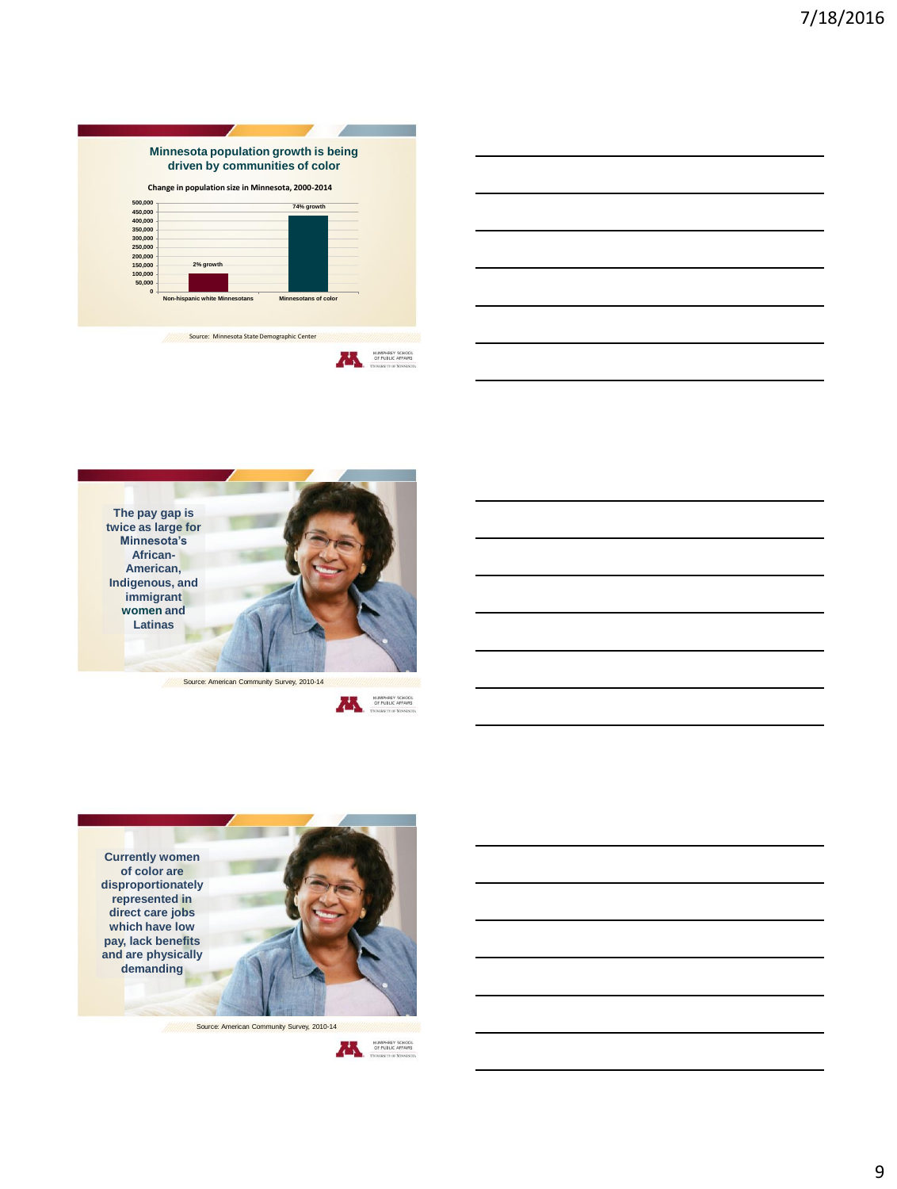## Minnesota population growth is being driven by communities of color

**Change in population size in Minnesota, 2000-2014**

| | Non-hispanic white Minnesotans | Minnesotans of color |
|---|---|---|
| Growth | 2% growth | 74% growth |

Source: Minnesota State Demographic Center

---

**The pay gap is twice as large for Minnesota's African-American, Indigenous, and immigrant women and Latinas**

Source: American Community Survey, 2010-14

---

**Currently women of color are disproportionately represented in direct care jobs which have low pay, lack benefits and are physically demanding**

Source: American Community Survey, 2010-14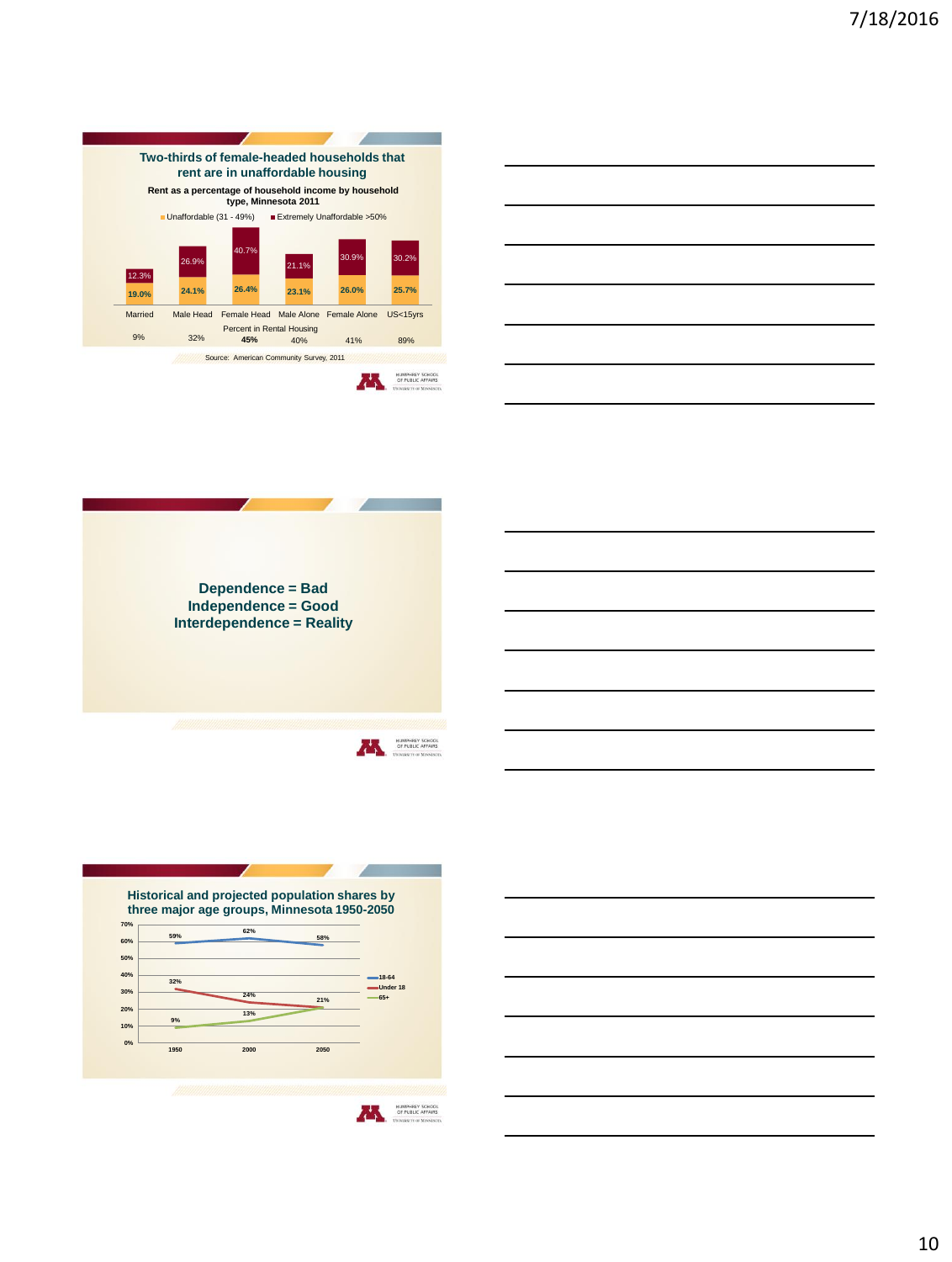## Two-thirds of female-headed households that rent are in unaffordable housing

**Rent as a percentage of household income by household type, Minnesota 2011**

| Household type | Unaffordable (31 - 49%) | Extremely Unaffordable >50% | Percent in Rental Housing |
|---|---|---|---|
| Married | 19.0% | 12.3% | 9% |
| Male Head | 24.1% | 26.9% | 32% |
| Female Head | 26.4% | 40.7% | **45%** |
| Male Alone | 23.1% | 21.1% | 40% |
| Female Alone | 26.0% | 30.9% | 41% |
| US<15yrs | 25.7% | 30.2% | 89% |

Source: American Community Survey, 2011

---

**Dependence = Bad**
**Independence = Good**
**Interdependence = Reality**

---

## Historical and projected population shares by three major age groups, Minnesota 1950-2050

| Age group | 1950 | 2000 | 2050 |
|---|---|---|---|
| 18-64 | 59% | 62% | 58% |
| Under 18 | 32% | 24% | 21% |
| 65+ | 9% | 13% | 21% |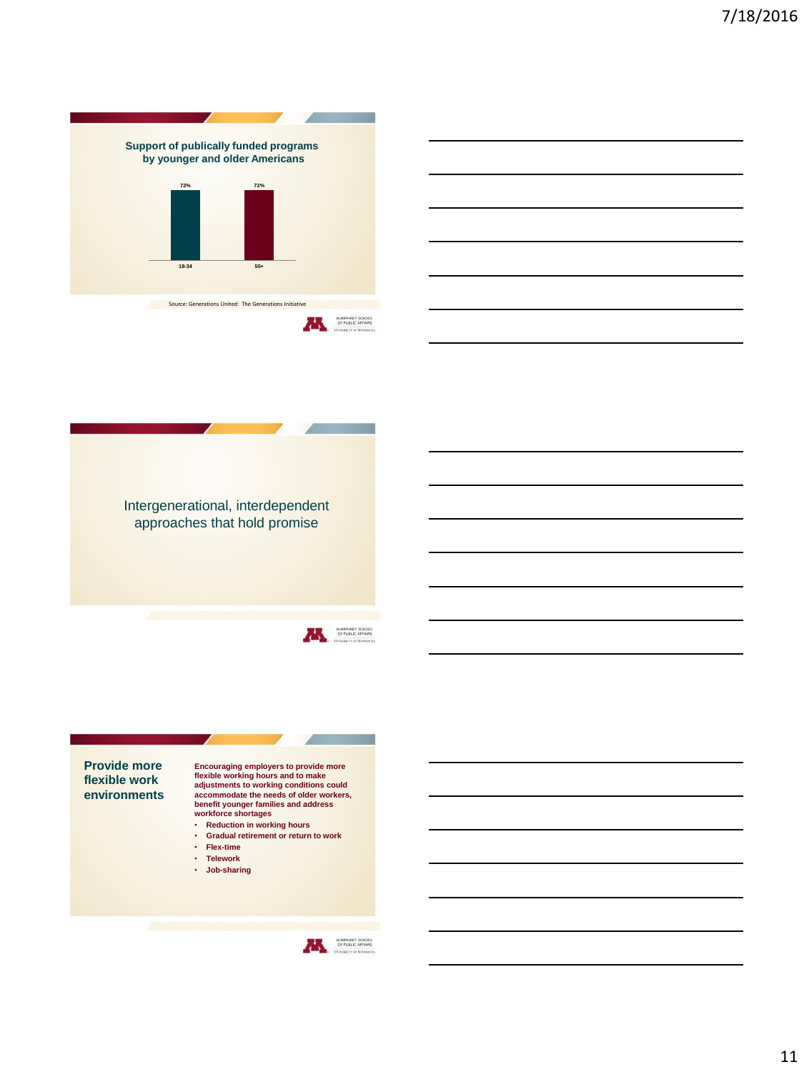## Support of publically funded programs by younger and older Americans

| 18-34 | 55+ |
| --- | --- |
| 72% | 72% |

Source: Generations United: The Generations Initiative

## Intergenerational, interdependent approaches that hold promise

## Provide more flexible work environments

**Encouraging employers to provide more flexible working hours and to make adjustments to working conditions could accommodate the needs of older workers, benefit younger families and address workforce shortages**

- Reduction in working hours
- Gradual retirement or return to work
- Flex-time
- Telework
- Job-sharing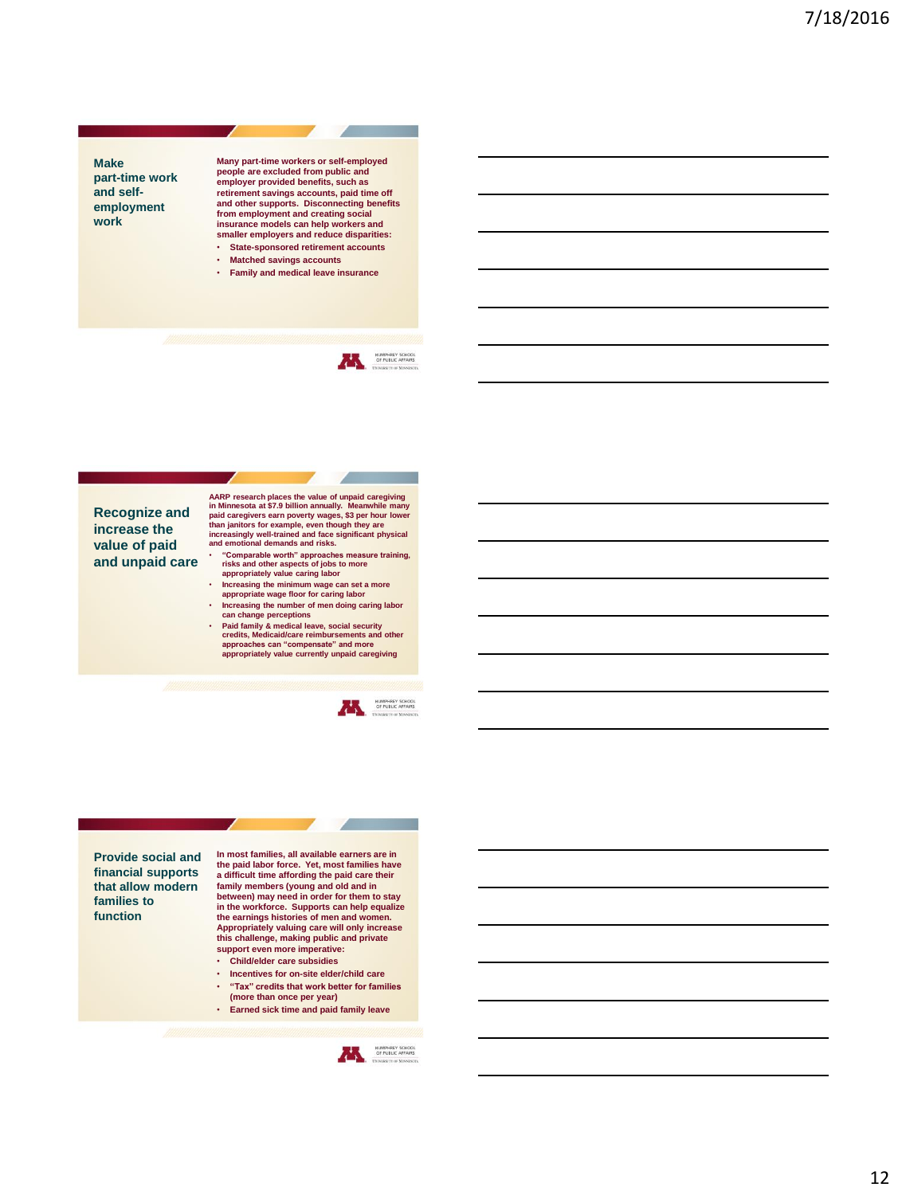## Make part-time work and self-employment work

Many part-time workers or self-employed people are excluded from public and employer provided benefits, such as retirement savings accounts, paid time off and other supports. Disconnecting benefits from employment and creating social insurance models can help workers and smaller employers and reduce disparities:

- State-sponsored retirement accounts
- Matched savings accounts
- Family and medical leave insurance

## Recognize and increase the value of paid and unpaid care

AARP research places the value of unpaid caregiving in Minnesota at $7.9 billion annually. Meanwhile many paid caregivers earn poverty wages, $3 per hour lower than janitors for example, even though they are increasingly well-trained and face significant physical and emotional demands and risks.

- "Comparable worth" approaches measure training, risks and other aspects of jobs to more appropriately value caring labor
- Increasing the minimum wage can set a more appropriate wage floor for caring labor
- Increasing the number of men doing caring labor can change perceptions
- Paid family & medical leave, social security credits, Medicaid/care reimbursements and other approaches can "compensate" and more appropriately value currently unpaid caregiving

## Provide social and financial supports that allow modern families to function

In most families, all available earners are in the paid labor force. Yet, most families have a difficult time affording the paid care their family members (young and old and in between) may need in order for them to stay in the workforce. Supports can help equalize the earnings histories of men and women. Appropriately valuing care will only increase this challenge, making public and private support even more imperative:

- Child/elder care subsidies
- Incentives for on-site elder/child care
- "Tax" credits that work better for families (more than once per year)
- Earned sick time and paid family leave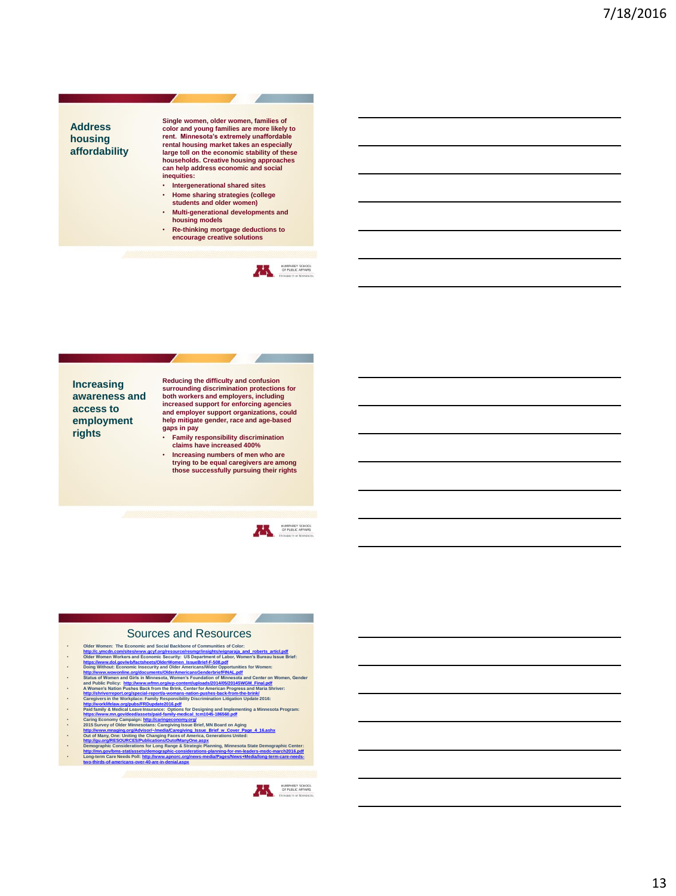## Address housing affordability

Single women, older women, families of color and young families are more likely to rent. Minnesota's extremely unaffordable rental housing market takes an especially large toll on the economic stability of these households. Creative housing approaches can help address economic and social inequities:

- Intergenerational shared sites
- Home sharing strategies (college students and older women)
- Multi-generational developments and housing models
- Re-thinking mortgage deductions to encourage creative solutions

## Increasing awareness and access to employment rights

Reducing the difficulty and confusion surrounding discrimination protections for both workers and employers, including increased support for enforcing agencies and employer support organizations, could help mitigate gender, race and age-based gaps in pay

- Family responsibility discrimination claims have increased 400%
- Increasing numbers of men who are trying to be equal caregivers are among those successfully pursuing their rights

## Sources and Resources

- Older Women: The Economic and Social Backbone of Communities of Color: http://c.ymcdn.com/sites/www.gcyf.org/resource/resmgr/insights/wignaraja_and_roberts_articl.pdf
- Older Women Workers and Economic Security: US Department of Labor, Women's Bureau Issue Brief: https://www.dol.gov/wb/factsheets/OlderWomen_IssueBrief-F-508.pdf
- Doing Without: Economic Insecurity and Older Americans/Wider Opportunities for Women: http://www.wowonline.org/documents/OlderAmericansGenderbriefFINAL.pdf
- Status of Women and Girls in Minnesota, Women's Foundation of Minnesota and Center on Women, Gender and Public Policy: http://www.wfmn.org/wp-content/uploads/2014/05/2014SWGM_Final.pdf
- A Women's Nation Pushes Back from the Brink, Center for American Progress and Maria Shriver: http://shriverreport.org/special-report/a-womans-nation-pushes-back-from-the-brink/
- Caregivers in the Workplace: Family Responsibility Discrimination Litigation Update 2016: http://worklifelaw.org/pubs/FRDupdate2016.pdf
- Paid family & Medical Leave Insurance: Options for Designing and Implementing a Minnesota Program: https://www.mn.gov/deed/assets/paid-family-medical_tcm1045-186560.pdf
- Caring Economy Campaign: http://caringeconomy.org/
- 2015 Survey of Older Minnesotans: Caregiving Issue Brief, MN Board on Aging http://www.mnaging.org/Advisor/~/media/Caregiving_Issue_Brief_w_Cover_Page_4_16.ashx
- Out of Many, One: Uniting the Changing Faces of America, Generations United: http://gu.org/RESOURCES/Publications/OutofManyOne.aspx
- Demographic Considerations for Long Range & Strategic Planning, Minnesota State Demographic Center: http://mn.gov/bms-stat/assets/demographic-considerations-planning-for-mn-leaders-msdc-march2016.pdf
- Long-term Care Needs Poll: http://www.apnorc.org/news-media/Pages/News+Media/long-term-care-needs-two-thirds-of-americans-over-40-are-in-denial.aspx